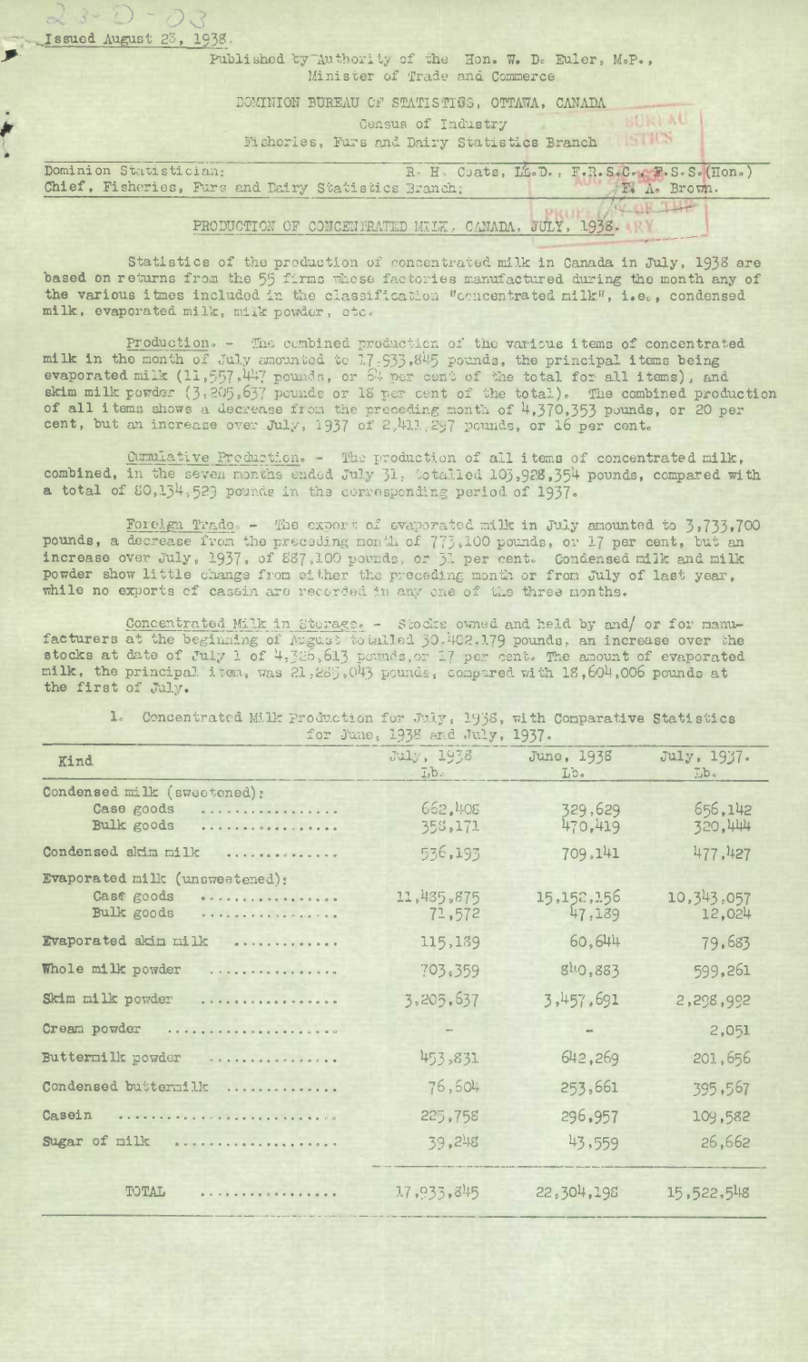23-D-03

Issued August 23, 1938.

Published by Authority of the Hon. W. D. Euler, M.P., Minister of Trade and Commerce

DOMINION BUREAU OF STATISTICS, OTTAWA, CANADA

Census of Industry

Fisheries, Furs and Dairy Statistics Branch

Dominion Statistician: R. H. Coats, LL.D., F.R.S.C., F.S.S.(Hon.)
Chief, Fisheries, Furs and Dairy Statistics Branch: F. A. Brown.

## PRODUCTION OF CONCENTRATED MILK, CANADA, JULY, 1938.

Statistics of the production of concentrated milk in Canada in July, 1938 are based on returns from the 55 firms whose factories manufactured during the month any of the various items included in the classification "concentrated milk", i.e., condensed milk, evaporated milk, milk powder, etc.

Production. - The combined production of the various items of concentrated milk in the month of July amounted to 17,933,845 pounds, the principal items being evaporated milk (11,557,447 pounds, or 64 per cent of the total for all items), and skim milk powder (3,205,637 pounds or 18 per cent of the total). The combined production of all items shows a decrease from the preceding month of 4,370,353 pounds, or 20 per cent, but an increase over July, 1937 of 2,411,297 pounds, or 16 per cent.

Cumulative Production. - The production of all items of concentrated milk, combined, in the seven months ended July 31, totalled 103,928,354 pounds, compared with a total of 80,134,529 pounds in the corresponding period of 1937.

Foreign Trade. - The export of evaporated milk in July amounted to 3,733,700 pounds, a decrease from the preceding month of 773,100 pounds, or 17 per cent, but an increase over July, 1937, of 887,100 pounds, or 31 per cent. Condensed milk and milk powder show little change from either the preceding month or from July of last year, while no exports of casein are recorded in any one of the three months.

Concentrated Milk in Storage. - Stocks owned and held by and/ or for manufacturers at the beginning of August totalled 30,402,179 pounds, an increase over the stocks at date of July 1 of 4,325,613 pounds, or 17 per cent. The amount of evaporated milk, the principal item, was 21,285,043 pounds, compared with 18,604,006 pounds at the first of July.

1. Concentrated Milk Production for July, 1938, with Comparative Statistics for June, 1938 and July, 1937.

| Kind | July, 1938 Lb. | June, 1938 Lb. | July, 1937. Lb. |
|---|---|---|---|
| Condensed milk (sweetened): | | | |
| Case goods | 662,408 | 329,629 | 656,142 |
| Bulk goods | 358,171 | 470,419 | 320,444 |
| Condensed skim milk | 536,193 | 709,141 | 477,427 |
| Evaporated milk (unsweetened): | | | |
| Case goods | 11,485,875 | 15,152,156 | 10,343,057 |
| Bulk goods | 71,572 | 47,189 | 12,024 |
| Evaporated skim milk | 115,189 | 60,644 | 79,683 |
| Whole milk powder | 703,359 | 840,883 | 599,261 |
| Skim milk powder | 3,205,637 | 3,457,691 | 2,298,992 |
| Cream powder | - | - | 2,051 |
| Buttermilk powder | 453,831 | 642,269 | 201,656 |
| Condensed buttermilk | 76,604 | 253,661 | 395,567 |
| Casein | 225,758 | 296,957 | 109,582 |
| Sugar of milk | 39,248 | 43,559 | 26,662 |
| TOTAL | 17,933,845 | 22,304,198 | 15,522,548 |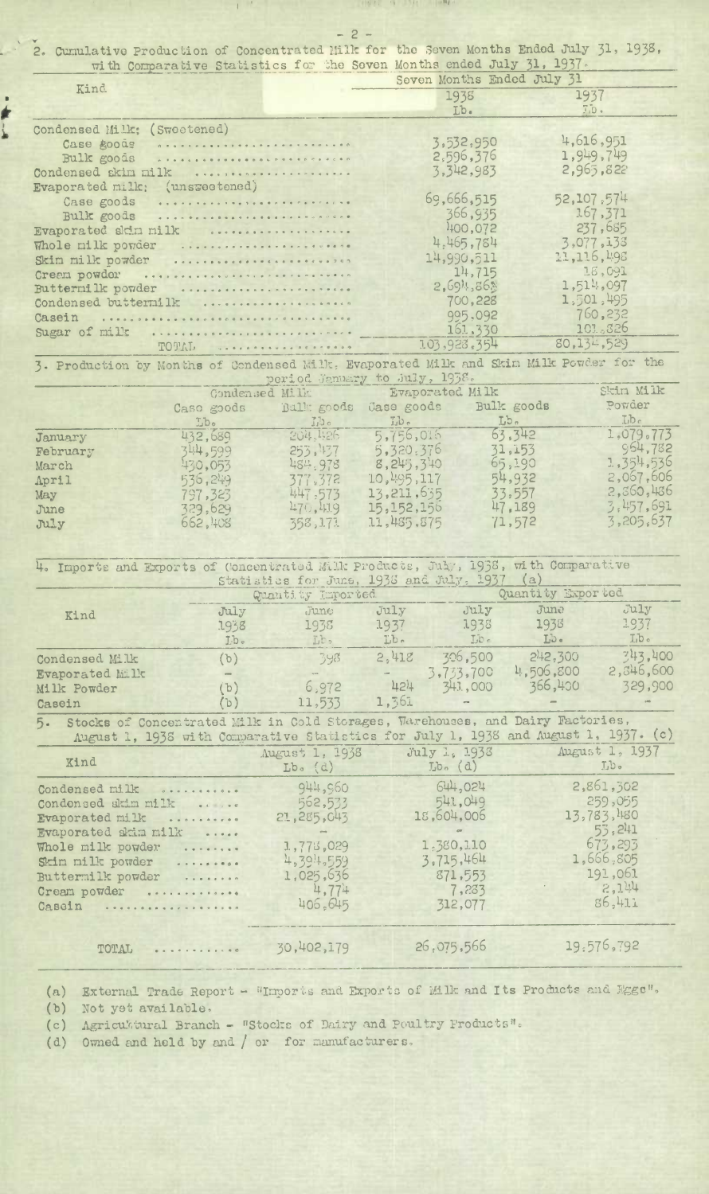2. Cumulative Production of Concentrated Milk for the Seven Months Ended July 31, 1938, with Comparative Statistics for the Seven Months ended July 31, 1937.

| Kind | Seven Months Ended July 31 | |
|---|---|---|
| | 1938 | 1937 |
| | Lb. | Lb. |
| Condensed Milk: (Sweetened) | | |
| Case goods | 3,532,950 | 4,616,951 |
| Bulk goods | 2,596,376 | 1,949,749 |
| Condensed skim milk | 3,342,983 | 2,965,822 |
| Evaporated milk: (unsweetened) | | |
| Case goods | 69,666,515 | 52,107,574 |
| Bulk goods | 366,935 | 167,371 |
| Evaporated skim milk | 400,072 | 237,685 |
| Whole milk powder | 4,465,784 | 3,077,138 |
| Skim milk powder | 14,990,511 | 11,116,498 |
| Cream powder | 14,715 | 18,091 |
| Buttermilk powder | 2,694,868 | 1,514,097 |
| Condensed buttermilk | 700,228 | 1,501,495 |
| Casein | 995,092 | 760,232 |
| Sugar of milk | 161,330 | 101,826 |
| TOTAL | 103,928,354 | 80,134,529 |

3. Production by Months of Condensed Milk, Evaporated Milk and Skim Milk Powder for the period January to July, 1938.

| | Condensed Milk | | Evaporated Milk | | Skim Milk Powder |
|---|---|---|---|---|---|
| | Case goods | Bulk goods | Case goods | Bulk goods | |
| | Lb. | Lb. | Lb. | Lb. | Lb. |
| January | 432,689 | 204,426 | 5,756,016 | 63,342 | 1,079,773 |
| February | 344,599 | 253,437 | 5,320,376 | 31,153 | 964,782 |
| March | 430,053 | 484,978 | 8,245,340 | 65,190 | 1,354,536 |
| April | 536,249 | 377,372 | 10,495,117 | 54,932 | 2,067,606 |
| May | 797,323 | 447,573 | 13,211,635 | 33,557 | 2,860,486 |
| June | 329,629 | 470,419 | 15,152,156 | 47,189 | 3,457,691 |
| July | 662,408 | 358,171 | 11,485,875 | 71,572 | 3,205,637 |

4. Imports and Exports of Concentrated Milk Products, July, 1938, with Comparative Statistics for June, 1938 and July, 1937 (a)

| Kind | Quantity Imported | | | Quantity Exported | | |
|---|---|---|---|---|---|---|
| | July 1938 | June 1938 | July 1937 | July 1938 | June 1938 | July 1937 |
| | Lb. | Lb. | Lb. | Lb. | Lb. | Lb. |
| Condensed Milk | (b) | 398 | 2,418 | 306,500 | 242,300 | 343,400 |
| Evaporated Milk | - | - | - | 3,733,700 | 4,506,800 | 2,846,600 |
| Milk Powder | (b) | 6,972 | 424 | 341,000 | 366,400 | 329,900 |
| Casein | (b) | 11,533 | 1,361 | - | - | - |

5. Stocks of Concentrated Milk in Cold Storages, Warehouses, and Dairy Factories, August 1, 1938 with Comparative Statistics for July 1, 1938 and August 1, 1937. (c)

| Kind | August 1, 1938 Lb. (d) | July 1, 1938 Lb. (d) | August 1, 1937 Lb. |
|---|---|---|---|
| Condensed milk | 944,960 | 644,024 | 2,861,302 |
| Condensed skim milk | 562,533 | 541,049 | 259,055 |
| Evaporated milk | 21,285,043 | 18,604,006 | 13,783,480 |
| Evaporated skim milk | - | - | 55,241 |
| Whole milk powder | 1,778,029 | 1,380,110 | 673,293 |
| Skim milk powder | 4,394,559 | 3,715,464 | 1,666,805 |
| Buttermilk powder | 1,025,636 | 871,553 | 191,061 |
| Cream powder | 4,774 | 7,283 | 2,144 |
| Casein | 406,645 | 312,077 | 86,411 |
| TOTAL | 30,402,179 | 26,075,566 | 19,576,792 |

(a) External Trade Report - "Imports and Exports of Milk and Its Products and Eggs".
(b) Not yet available.
(c) Agricultural Branch - "Stocks of Dairy and Poultry Products".
(d) Owned and held by and / or for manufacturers.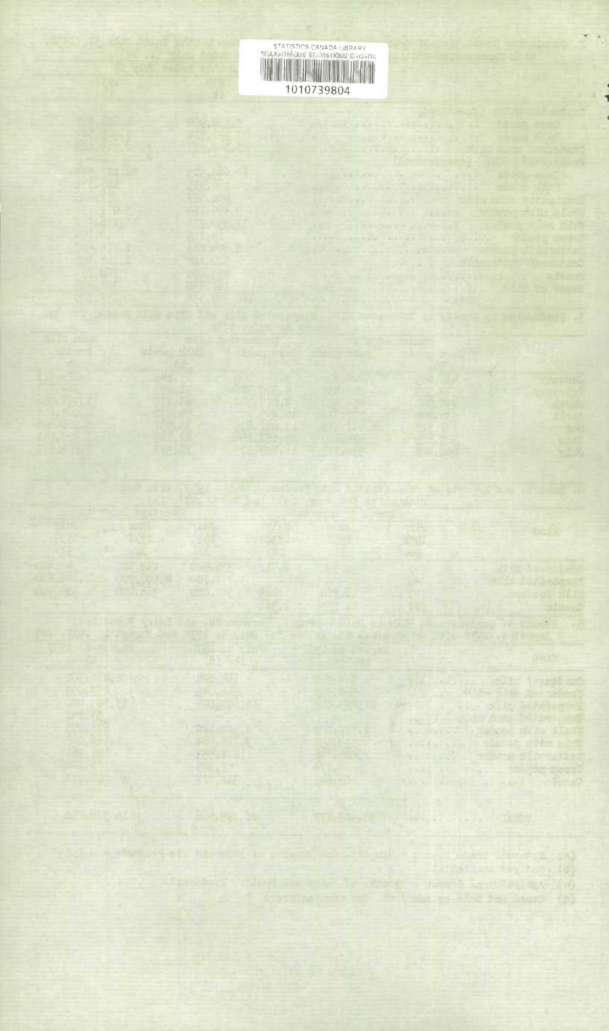STATISTICS CANADA LIBRARY
BIBLIOTHÈQUE STATISTIQUE CANADA

1010739804